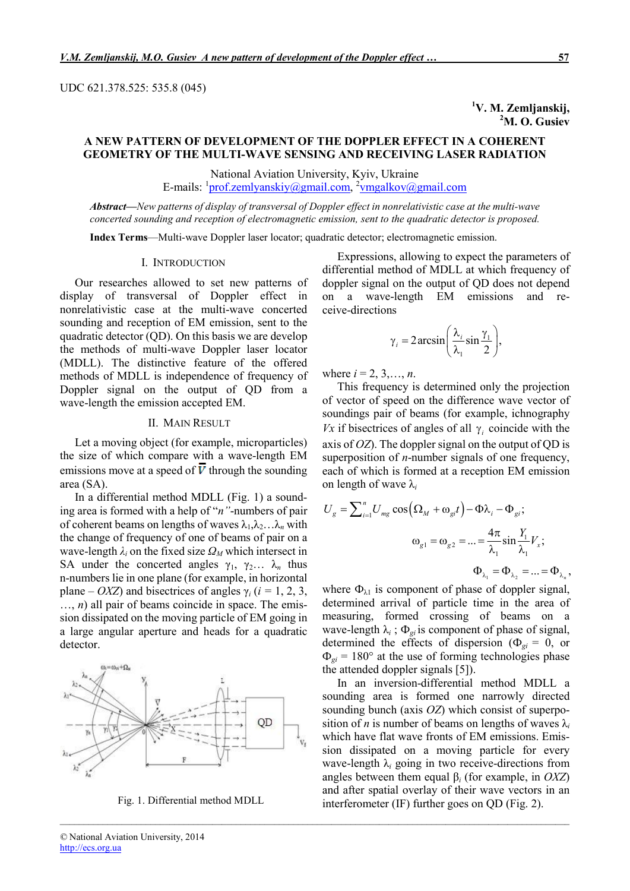UDC 621.378.525: 535.8 (045)

[1]V. M. Zemljanskij,
[2]M. O. Gusiev

# A NEW PATTERN OF DEVELOPMENT OF THE DOPPLER EFFECT IN A COHERENT GEOMETRY OF THE MULTI-WAVE SENSING AND RECEIVING LASER RADIATION

National Aviation University, Kyiv, Ukraine
E-mails: [1]prof.zemlyanskiy@gmail.com, [2]vmgalkov@gmail.com

***Abstract*****—***New patterns of display of transversal of Doppler effect in nonrelativistic case at the multi-wave concerted sounding and reception of electromagnetic emission, sent to the quadratic detector is proposed.*

**Index Terms**—Multi-wave Doppler laser locator; quadratic detector; electromagnetic emission.

## I. Introduction

Our researches allowed to set new patterns of display of transversal of Doppler effect in nonrelativistic case at the multi-wave concerted sounding and reception of EM emission, sent to the quadratic detector (QD). On this basis we are develop the methods of multi-wave Doppler laser locator (MDLL). The distinctive feature of the offered methods of MDLL is independence of frequency of Doppler signal on the output of QD from a wave-length the emission accepted EM.

## II. Main Result

Let a moving object (for example, microparticles) the size of which compare with a wave-length EM emissions move at a speed of $\overline{V}$ through the sounding area (SA).

In a differential method MDLL (Fig. 1) a sounding area is formed with a help of "*n"*-numbers of pair of coherent beams on lengths of waves $\lambda_1, \lambda_2 \ldots \lambda_n$ with the change of frequency of one of beams of pair on a wave-length $\lambda_i$ on the fixed size $\Omega_M$ which intersect in SA under the concerted angles $\gamma_1, \gamma_2 \ldots \lambda_n$ thus n-numbers lie in one plane (for example, in horizontal plane – $OXZ$) and bisectrices of angles $\gamma_i$ ($i = 1, 2, 3, \ldots, n$) all pair of beams coincide in space. The emission dissipated on the moving particle of EM going in a large angular aperture and heads for a quadratic detector.

Fig. 1. Differential method MDLL

Expressions, allowing to expect the parameters of differential method of MDLL at which frequency of doppler signal on the output of QD does not depend on a wave-length EM emissions and receive-directions

$$\gamma_i = 2\arcsin\left(\frac{\lambda_i}{\lambda_1}\sin\frac{\gamma_1}{2}\right),$$

where $i = 2, 3, \ldots, n$.

This frequency is determined only the projection of vector of speed on the difference wave vector of soundings pair of beams (for example, ichnography $Vx$ if bisectrices of angles of all $\gamma_i$ coincide with the axis of $OZ$). The doppler signal on the output of QD is superposition of $n$-number signals of one frequency, each of which is formed at a reception EM emission on length of wave $\lambda_i$

$$U_g = \sum_{i=1}^{n} U_{mg}\cos\left(\Omega_M + \omega_{gi}t\right) - \Phi\lambda_i - \Phi_{gi};$$

$$\omega_{g1} = \omega_{g2} = \ldots = \frac{4\pi}{\lambda_1}\sin\frac{Y_1}{\lambda_1}V_x;$$

$$\Phi_{\lambda_1} = \Phi_{\lambda_2} = \ldots = \Phi_{\lambda_n},$$

where $\Phi_{\lambda 1}$ is component of phase of doppler signal, determined arrival of particle time in the area of measuring, formed crossing of beams on a wave-length $\lambda_i$ ; $\Phi_{gi}$ is component of phase of signal, determined the effects of dispersion ($\Phi_{gi}$ = 0, or $\Phi_{gi}$ = 180° at the use of forming technologies phase the attended doppler signals [5]).

In an inversion-differential method MDLL a sounding area is formed one narrowly directed sounding bunch (axis $OZ$) which consist of superposition of $n$ is number of beams on lengths of waves $\lambda_i$ which have flat wave fronts of EM emissions. Emission dissipated on a moving particle for every wave-length $\lambda_i$ going in two receive-directions from angles between them equal $\beta_i$ (for example, in $OXZ$) and after spatial overlay of their wave vectors in an interferometer (IF) further goes on QD (Fig. 2).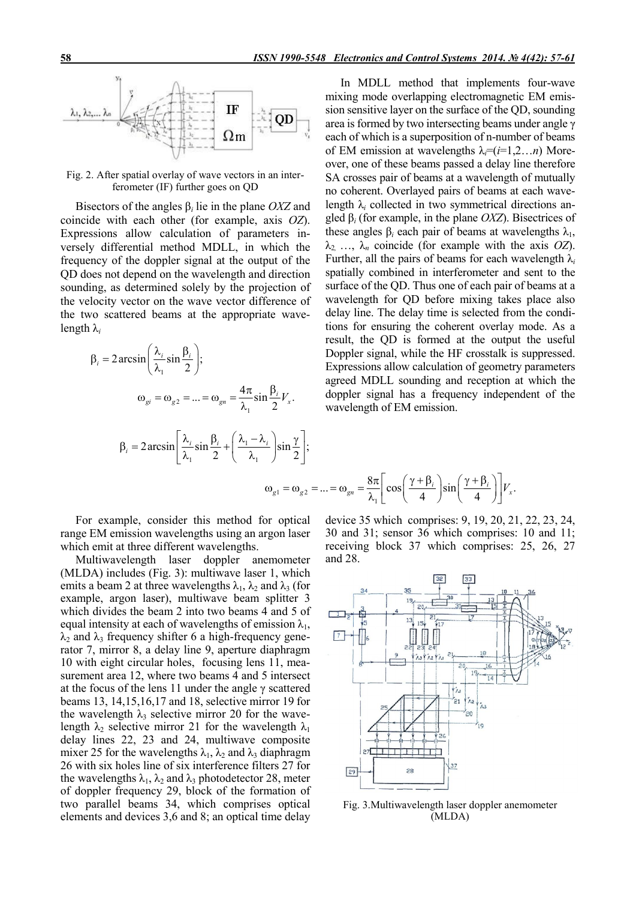Fig. 2. After spatial overlay of wave vectors in an interferometer (IF) further goes on QD

Bisectors of the angles $\beta_i$ lie in the plane *OXZ* and coincide with each other (for example, axis *OZ*). Expressions allow calculation of parameters inversely differential method MDLL, in which the frequency of the doppler signal at the output of the QD does not depend on the wavelength and direction sounding, as determined solely by the projection of the velocity vector on the wave vector difference of the two scattered beams at the appropriate wavelength $\lambda_i$

$$\beta_i = 2\arcsin\left(\frac{\lambda_i}{\lambda_1}\sin\frac{\beta_i}{2}\right);$$

$$\omega_{gi} = \omega_{g2} = ... = \omega_{gn} = \frac{4\pi}{\lambda_1}\sin\frac{\beta_i}{2}V_x.$$

In MDLL method that implements four-wave mixing mode overlapping electromagnetic EM emission sensitive layer on the surface of the QD, sounding area is formed by two intersecting beams under angle $\gamma$ each of which is a superposition of n-number of beams of EM emission at wavelengths $\lambda_i$=($i$=1,2…$n$) Moreover, one of these beams passed a delay line therefore SA crosses pair of beams at a wavelength of mutually no coherent. Overlayed pairs of beams at each wavelength $\lambda_i$ collected in two symmetrical directions angled $\beta_i$ (for example, in the plane *OXZ*). Bisectrices of these angles $\beta_i$ each pair of beams at wavelengths $\lambda_1$, $\lambda_2$ …, $\lambda_n$ coincide (for example with the axis *OZ*). Further, all the pairs of beams for each wavelength $\lambda_i$ spatially combined in interferometer and sent to the surface of the QD. Thus one of each pair of beams at a wavelength for QD before mixing takes place also delay line. The delay time is selected from the conditions for ensuring the coherent overlay mode. As a result, the QD is formed at the output the useful Doppler signal, while the HF crosstalk is suppressed. Expressions allow calculation of geometry parameters agreed MDLL sounding and reception at which the doppler signal has a frequency independent of the wavelength of EM emission.

$$\beta_i = 2\arcsin\left[\frac{\lambda_i}{\lambda_1}\sin\frac{\beta_i}{2} + \left(\frac{\lambda_1 - \lambda_i}{\lambda_1}\right)\sin\frac{\gamma}{2}\right];$$

$$\omega_{g1} = \omega_{g2} = ... = \omega_{gn} = \frac{8\pi}{\lambda_1}\left[\cos\left(\frac{\gamma+\beta_i}{4}\right)\sin\left(\frac{\gamma+\beta_i}{4}\right)\right]V_x.$$

For example, consider this method for optical range EM emission wavelengths using an argon laser which emit at three different wavelengths.

Multiwavelength laser doppler anemometer (MLDA) includes (Fig. 3): multiwave laser 1, which emits a beam 2 at three wavelengths $\lambda_1$, $\lambda_2$ and $\lambda_3$ (for example, argon laser), multiwave beam splitter 3 which divides the beam 2 into two beams 4 and 5 of equal intensity at each of wavelengths of emission $\lambda_1$, $\lambda_2$ and $\lambda_3$ frequency shifter 6 a high-frequency generator 7, mirror 8, a delay line 9, aperture diaphragm 10 with eight circular holes, focusing lens 11, measurement area 12, where two beams 4 and 5 intersect at the focus of the lens 11 under the angle $\gamma$ scattered beams 13, 14,15,16,17 and 18, selective mirror 19 for the wavelength $\lambda_3$ selective mirror 20 for the wavelength $\lambda_2$ selective mirror 21 for the wavelength $\lambda_1$ delay lines 22, 23 and 24, multiwave composite mixer 25 for the wavelengths $\lambda_1$, $\lambda_2$ and $\lambda_3$ diaphragm 26 with six holes line of six interference filters 27 for the wavelengths $\lambda_1$, $\lambda_2$ and $\lambda_3$ photodetector 28, meter of doppler frequency 29, block of the formation of two parallel beams 34, which comprises optical elements and devices 3,6 and 8; an optical time delay device 35 which comprises: 9, 19, 20, 21, 22, 23, 24, 30 and 31; sensor 36 which comprises: 10 and 11; receiving block 37 which comprises: 25, 26, 27 and 28.

Fig. 3. Multiwavelength laser doppler anemometer (MLDA)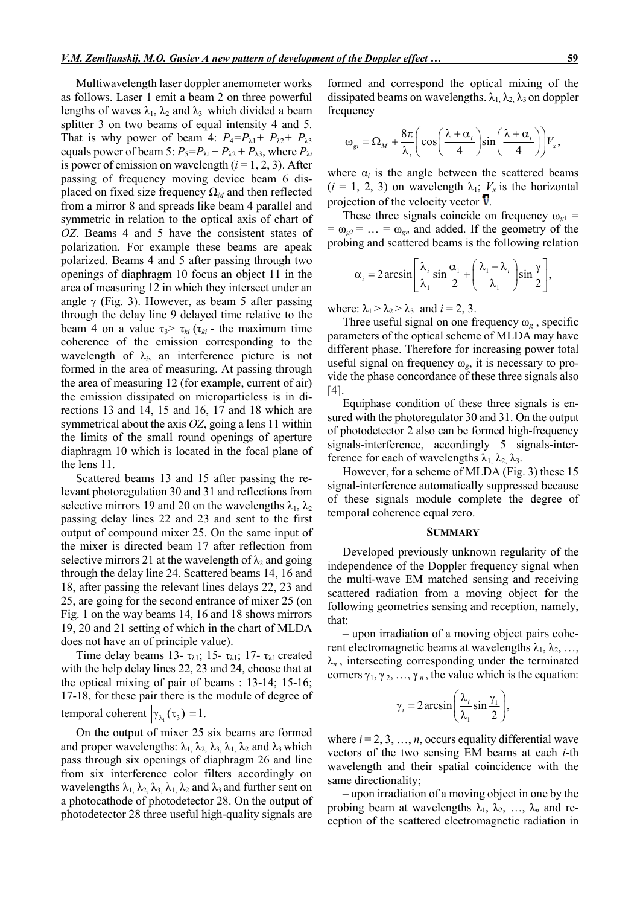Multiwavelength laser doppler anemometer works as follows. Laser 1 emit a beam 2 on three powerful lengths of waves $\lambda_1$, $\lambda_2$ and $\lambda_3$ which divided a beam splitter 3 on two beams of equal intensity 4 and 5. That is why power of beam 4: $P_4 = P_{\lambda 1} + P_{\lambda 2} + P_{\lambda 3}$ equals power of beam 5: $P_5 = P_{\lambda 1} + P_{\lambda 2} + P_{\lambda 3}$, where $P_{\lambda i}$ is power of emission on wavelength ($i = 1, 2, 3$). After passing of frequency moving device beam 6 displaced on fixed size frequency $\Omega_M$ and then reflected from a mirror 8 and spreads like beam 4 parallel and symmetric in relation to the optical axis of chart of $OZ$. Beams 4 and 5 have the consistent states of polarization. For example these beams are apeak polarized. Beams 4 and 5 after passing through two openings of diaphragm 10 focus an object 11 in the area of measuring 12 in which they intersect under an angle $\gamma$ (Fig. 3). However, as beam 5 after passing through the delay line 9 delayed time relative to the beam 4 on a value $\tau_3 > \tau_{ki}$ ($\tau_{ki}$ - the maximum time coherence of the emission corresponding to the wavelength of $\lambda_i$, an interference picture is not formed in the area of measuring. At passing through the area of measuring 12 (for example, current of air) the emission dissipated on microparticless is in directions 13 and 14, 15 and 16, 17 and 18 which are symmetrical about the axis $OZ$, going a lens 11 within the limits of the small round openings of aperture diaphragm 10 which is located in the focal plane of the lens 11.

Scattered beams 13 and 15 after passing the relevant photoregulation 30 and 31 and reflections from selective mirrors 19 and 20 on the wavelengths $\lambda_1$, $\lambda_2$ passing delay lines 22 and 23 and sent to the first output of compound mixer 25. On the same input of the mixer is directed beam 17 after reflection from selective mirrors 21 at the wavelength of $\lambda_2$ and going through the delay line 24. Scattered beams 14, 16 and 18, after passing the relevant lines delays 22, 23 and 25, are going for the second entrance of mixer 25 (on Fig. 1 on the way beams 14, 16 and 18 shows mirrors 19, 20 and 21 setting of which in the chart of MLDA does not have an of principle value).

Time delay beams 13- $\tau_{\lambda 1}$; 15- $\tau_{\lambda 1}$; 17- $\tau_{\lambda 1}$ created with the help delay lines 22, 23 and 24, choose that at the optical mixing of pair of beams : 13-14; 15-16; 17-18, for these pair there is the module of degree of temporal coherent $\left|\gamma_{\lambda_1}(\tau_3)\right| = 1$.

On the output of mixer 25 six beams are formed and proper wavelengths: $\lambda_1$, $\lambda_2$, $\lambda_3$, $\lambda_1$, $\lambda_2$ and $\lambda_3$ which pass through six openings of diaphragm 26 and line from six interference color filters accordingly on wavelengths $\lambda_1$, $\lambda_2$, $\lambda_3$, $\lambda_1$, $\lambda_2$ and $\lambda_3$ and further sent on a photocathode of photodetector 28. On the output of photodetector 28 three useful high-quality signals are formed and correspond the optical mixing of the dissipated beams on wavelengths. $\lambda_1$, $\lambda_2$, $\lambda_3$ on doppler frequency

$$\omega_{gi} = \Omega_M + \frac{8\pi}{\lambda_i}\left(\cos\left(\frac{\lambda + \alpha_i}{4}\right)\sin\left(\frac{\lambda + \alpha_i}{4}\right)\right)V_x,$$

where $\alpha_i$ is the angle between the scattered beams ($i = 1, 2, 3$) on wavelength $\lambda_1$; $V_x$ is the horizontal projection of the velocity vector $\bar{\mathbf{V}}$.

These three signals coincide on frequency $\omega_{g1} = \omega_{g2} = \ldots = \omega_{gn}$ and added. If the geometry of the probing and scattered beams is the following relation

$$\alpha_i = 2\arcsin\left[\frac{\lambda_i}{\lambda_1}\sin\frac{\alpha_1}{2} + \left(\frac{\lambda_1 - \lambda_i}{\lambda_1}\right)\sin\frac{\gamma}{2}\right],$$

where: $\lambda_1 > \lambda_2 > \lambda_3$ and $i = 2, 3$.

Three useful signal on one frequency $\omega_g$, specific parameters of the optical scheme of MLDA may have different phase. Therefore for increasing power total useful signal on frequency $\omega_g$, it is necessary to provide the phase concordance of these three signals also [4].

Equiphase condition of these three signals is ensured with the photoregulator 30 and 31. On the output of photodetector 2 also can be formed high-frequency signals-interference, accordingly 5 signals-interference for each of wavelengths $\lambda_1$, $\lambda_2$, $\lambda_3$.

However, for a scheme of MLDA (Fig. 3) these 15 signal-interference automatically suppressed because of these signals module complete the degree of temporal coherence equal zero.

## SUMMARY

Developed previously unknown regularity of the independence of the Doppler frequency signal when the multi-wave EM matched sensing and receiving scattered radiation from a moving object for the following geometries sensing and reception, namely, that:

– upon irradiation of a moving object pairs coherent electromagnetic beams at wavelengths $\lambda_1, \lambda_2, \ldots, \lambda_n$, intersecting corresponding under the terminated corners $\gamma_1, \gamma_2, \ldots, \gamma_n$, the value which is the equation:

$$\gamma_i = 2\arcsin\left(\frac{\lambda_i}{\lambda_1}\sin\frac{\gamma_1}{2}\right),$$

where $i = 2, 3, \ldots, n$, occurs equality differential wave vectors of the two sensing EM beams at each $i$-th wavelength and their spatial coincidence with the same directionality;

– upon irradiation of a moving object in one by the probing beam at wavelengths $\lambda_1, \lambda_2, \ldots, \lambda_n$ and reception of the scattered electromagnetic radiation in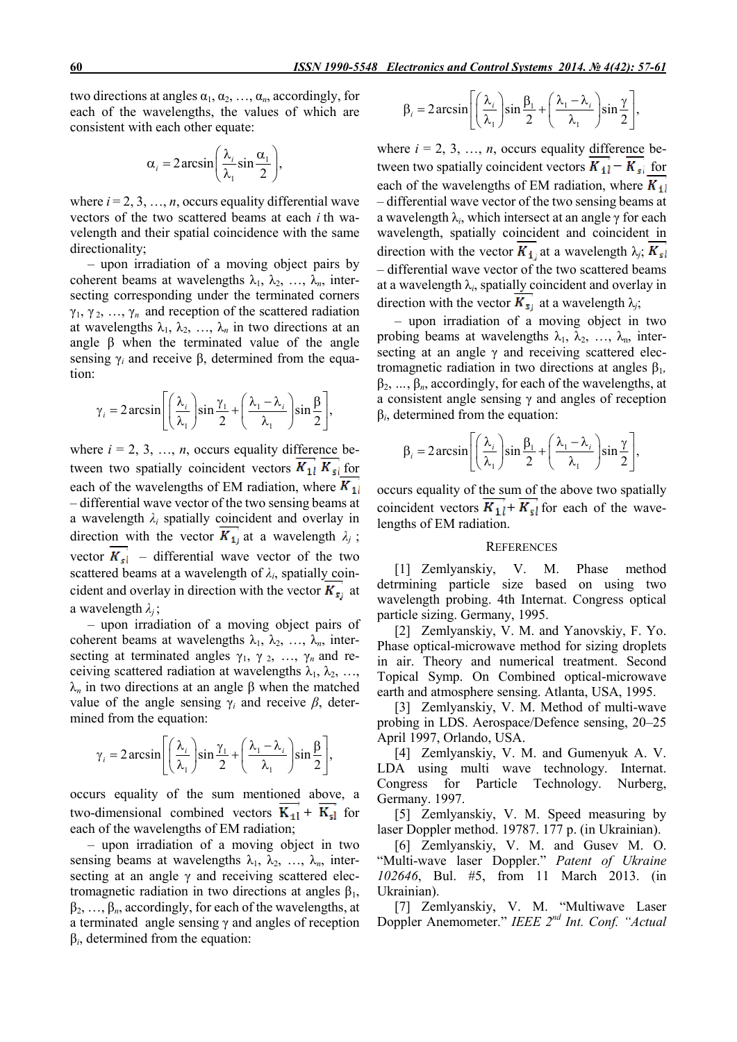two directions at angles $\alpha_1, \alpha_2, \ldots, \alpha_n$, accordingly, for each of the wavelengths, the values of which are consistent with each other equate:

$$\alpha_i = 2\arcsin\left(\frac{\lambda_i}{\lambda_1}\sin\frac{\alpha_1}{2}\right),$$

where $i = 2, 3, \ldots, n$, occurs equality differential wave vectors of the two scattered beams at each $i$ th wavelength and their spatial coincidence with the same directionality;

– upon irradiation of a moving object pairs by coherent beams at wavelengths $\lambda_1, \lambda_2, \ldots, \lambda_n$, intersecting corresponding under the terminated corners $\gamma_1, \gamma_2, \ldots, \gamma_n$ and reception of the scattered radiation at wavelengths $\lambda_1, \lambda_2, \ldots, \lambda_n$ in two directions at an angle $\beta$ when the terminated value of the angle sensing $\gamma_i$ and receive $\beta$, determined from the equation:

$$\gamma_i = 2\arcsin\left[\left(\frac{\lambda_i}{\lambda_1}\right)\sin\frac{\gamma_1}{2} + \left(\frac{\lambda_1 - \lambda_i}{\lambda_1}\right)\sin\frac{\beta}{2}\right],$$

where $i = 2, 3, \ldots, n$, occurs equality difference between two spatially coincident vectors $\overline{K_{1l}}\ \overline{K_{sl}}$ for each of the wavelengths of EM radiation, where $\overline{K_{1l}}$ – differential wave vector of the two sensing beams at a wavelength $\lambda_i$ spatially coincident and overlay in direction with the vector $\overline{K_{1j}}$ at a wavelength $\lambda_j$; vector $\overline{K_{sl}}$ – differential wave vector of the two scattered beams at a wavelength of $\lambda_i$, spatially coincident and overlay in direction with the vector $\overline{K_{sj}}$ at a wavelength $\lambda_j$;

– upon irradiation of a moving object pairs of coherent beams at wavelengths $\lambda_1, \lambda_2, \ldots, \lambda_n$, intersecting at terminated angles $\gamma_1, \gamma_2, \ldots, \gamma_n$ and receiving scattered radiation at wavelengths $\lambda_1, \lambda_2, \ldots, \lambda_n$ in two directions at an angle $\beta$ when the matched value of the angle sensing $\gamma_i$ and receive $\beta$, determined from the equation:

$$\gamma_i = 2\arcsin\left[\left(\frac{\lambda_i}{\lambda_1}\right)\sin\frac{\gamma_1}{2} + \left(\frac{\lambda_1 - \lambda_i}{\lambda_1}\right)\sin\frac{\beta}{2}\right],$$

occurs equality of the sum mentioned above, a two-dimensional combined vectors $\overline{K_{1l}} + \overline{K_{sl}}$ for each of the wavelengths of EM radiation;

– upon irradiation of a moving object in two sensing beams at wavelengths $\lambda_1, \lambda_2, \ldots, \lambda_n$, intersecting at an angle $\gamma$ and receiving scattered electromagnetic radiation in two directions at angles $\beta_1, \beta_2, \ldots, \beta_n$, accordingly, for each of the wavelengths, at a terminated angle sensing $\gamma$ and angles of reception $\beta_i$, determined from the equation:

$$\beta_i = 2\arcsin\left[\left(\frac{\lambda_i}{\lambda_1}\right)\sin\frac{\beta_1}{2} + \left(\frac{\lambda_1 - \lambda_i}{\lambda_1}\right)\sin\frac{\gamma}{2}\right],$$

where $i = 2, 3, \ldots, n$, occurs equality difference between two spatially coincident vectors $\overline{K_{1l}} - \overline{K_{sl}}$ for each of the wavelengths of EM radiation, where $\overline{K_{1l}}$ – differential wave vector of the two sensing beams at a wavelength $\lambda_i$, which intersect at an angle $\gamma$ for each wavelength, spatially coincident and coincident in direction with the vector $\overline{K_{1j}}$ at a wavelength $\lambda_j$; $\overline{K_{sl}}$ – differential wave vector of the two scattered beams at a wavelength $\lambda_i$, spatially coincident and overlay in direction with the vector $\overline{K_{sj}}$ at a wavelength $\lambda_j$;

– upon irradiation of a moving object in two probing beams at wavelengths $\lambda_1, \lambda_2, \ldots, \lambda_n$, intersecting at an angle $\gamma$ and receiving scattered electromagnetic radiation in two directions at angles $\beta_1, \beta_2, \ldots, \beta_n$, accordingly, for each of the wavelengths, at a consistent angle sensing $\gamma$ and angles of reception $\beta_i$, determined from the equation:

$$\beta_i = 2\arcsin\left[\left(\frac{\lambda_i}{\lambda_1}\right)\sin\frac{\beta_1}{2} + \left(\frac{\lambda_1 - \lambda_i}{\lambda_1}\right)\sin\frac{\gamma}{2}\right],$$

occurs equality of the sum of the above two spatially coincident vectors $\overline{K_{1l}} + \overline{K_{sl}}$ for each of the wavelengths of EM radiation.

## References

[1] Zemlyanskiy, V. M. Phase method detrmining particle size based on using two wavelength probing. 4th Internat. Congress optical particle sizing. Germany, 1995.

[2] Zemlyanskiy, V. M. and Yanovskiy, F. Yo. Phase optical-microwave method for sizing droplets in air. Theory and numerical treatment. Second Topical Symp. On Combined optical-microwave earth and atmosphere sensing. Atlanta, USA, 1995.

[3] Zemlyanskiy, V. M. Method of multi-wave probing in LDS. Aerospace/Defence sensing, 20–25 April 1997, Orlando, USA.

[4] Zemlyanskiy, V. M. and Gumenyuk A. V. LDA using multi wave technology. Internat. Congress for Particle Technology. Nurberg, Germany. 1997.

[5] Zemlyanskiy, V. M. Speed measuring by laser Doppler method. 19787. 177 p. (in Ukrainian).

[6] Zemlyanskiy, V. M. and Gusev M. O. "Multi-wave laser Doppler." *Patent of Ukraine 102646*, Bul. #5, from 11 March 2013. (in Ukrainian).

[7] Zemlyanskiy, V. M. "Multiwave Laser Doppler Anemometer." *IEEE 2nd Int. Conf. "Actual*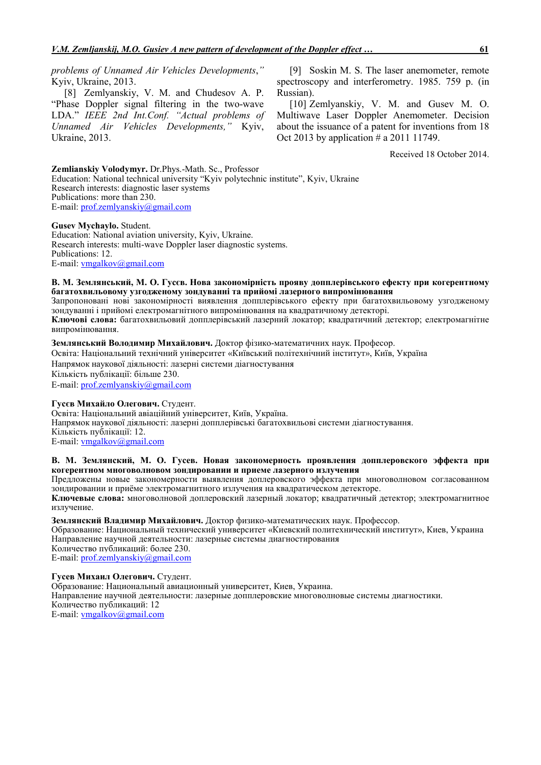problems of Unnamed Air Vehicles Developments*,"* Kyiv, Ukraine, 2013.

[8] Zemlyanskiy, V. M. and Chudesov A. P. "Phase Doppler signal filtering in the two-wave LDA." *IEEE 2nd Int.Conf. "Actual problems of Unnamed Air Vehicles Developments,"* Kyiv, Ukraine, 2013.

[9] Soskin M. S. The laser anemometer, remote spectroscopy and interferometry. 1985. 759 p. (in Russian).

[10] Zemlyanskiy, V. M. and Gusev M. O. Multiwave Laser Doppler Anemometer. Decision about the issuance of a patent for inventions from 18 Oct 2013 by application # a 2011 11749.

Received 18 October 2014.

**Zemlianskiy Volodymyr.** Dr.Phys.-Math. Sc., Professor
Education: National technical university "Kyiv polytechnic institute", Kyiv, Ukraine
Research interests: diagnostic laser systems
Publications: more than 230.
E-mail: prof.zemlyanskiy@gmail.com

**Gusev Mychaylo.** Student.
Education: National aviation university, Kyiv, Ukraine.
Research interests: multi-wave Doppler laser diagnostic systems.
Publications: 12.
E-mail: vmgalkov@gmail.com

**В. М. Землянський, М. О. Гусєв. Нова закономірність прояву допплерівського ефекту при когерентному багатохвильовому узгодженому зондуванні та прийомі лазерного випромінювання**
Запропоновані нові закономірності виявлення допплерівського ефекту при багатохвильовому узгодженому зондуванні і прийомі електромагнітного випромінювання на квадратичному детекторі.
**Ключові слова:** багатохвильовий допплерівський лазерний локатор; квадратичний детектор; електромагнітне випромінювання.

**Землянський Володимир Михайлович.** Доктор фізико-математичних наук. Професор.
Освіта: Національний технічний університет «Київський політехнічний інститут», Київ, Україна
Напрямок наукової діяльності: лазерні системи діагностування
Кількість публікації: більше 230.
E-mail: prof.zemlyanskiy@gmail.com

**Гусєв Михайло Олегович.** Студент.
Освіта: Національний авіаційний університет, Київ, Україна.
Напрямок наукової діяльності: лазерні допплерівські багатохвильові системи діагностування.
Кількість публікації: 12.
E-mail: vmgalkov@gmail.com

**В. М. Землянский, М. О. Гусев. Новая закономерность проявления допплеровского эффекта при когерентном многоволновом зондировании и приеме лазерного излучения**
Предложены новые закономерности выявления доплеровского эффекта при многоволновом согласованном зондировании и приёме электромагнитного излучения на квадратическом детекторе.
**Ключевые слова:** многоволновой доплеровский лазерный локатор; квадратичный детектор; электромагнитное излучение.

**Землянский Владимир Михайлович.** Доктор физико-математических наук. Профессор.
Образование: Национальный технический университет «Киевский политехнический институт», Киев, Украина
Направление научной деятельности: лазерные системы диагностирования
Количество публикаций: более 230.
E-mail: prof.zemlyanskiy@gmail.com

**Гусев Михаил Олегович.** Студент.
Образование: Национальный авиационный университет, Киев, Украина.
Направление научной деятельности: лазерные допплеровские многоволновые системы диагностики.
Количество публикаций: 12
E-mail: vmgalkov@gmail.com